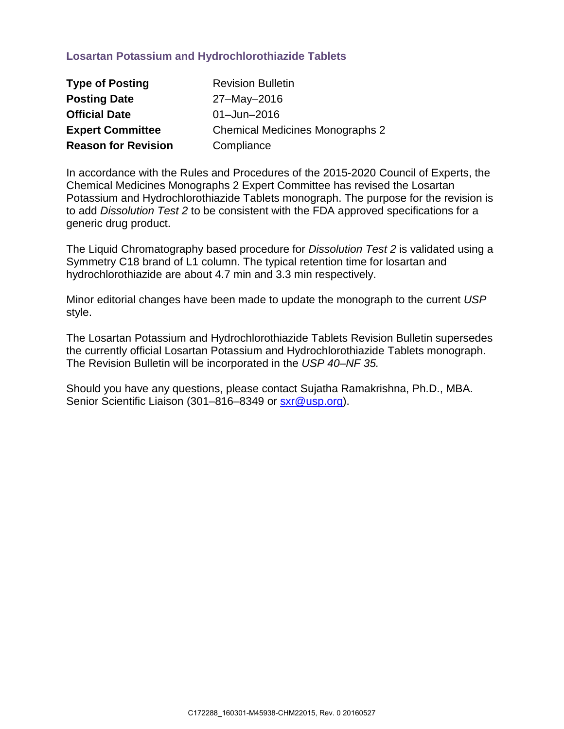# Losartan Potassium and Hydrochlorothiazide Tablets

| | |
|---|---|
| **Type of Posting** | Revision Bulletin |
| **Posting Date** | 27–May–2016 |
| **Official Date** | 01–Jun–2016 |
| **Expert Committee** | Chemical Medicines Monographs 2 |
| **Reason for Revision** | Compliance |

In accordance with the Rules and Procedures of the 2015-2020 Council of Experts, the Chemical Medicines Monographs 2 Expert Committee has revised the Losartan Potassium and Hydrochlorothiazide Tablets monograph. The purpose for the revision is to add *Dissolution Test 2* to be consistent with the FDA approved specifications for a generic drug product.

The Liquid Chromatography based procedure for *Dissolution Test 2* is validated using a Symmetry C18 brand of L1 column. The typical retention time for losartan and hydrochlorothiazide are about 4.7 min and 3.3 min respectively.

Minor editorial changes have been made to update the monograph to the current *USP* style.

The Losartan Potassium and Hydrochlorothiazide Tablets Revision Bulletin supersedes the currently official Losartan Potassium and Hydrochlorothiazide Tablets monograph. The Revision Bulletin will be incorporated in the *USP 40–NF 35.*

Should you have any questions, please contact Sujatha Ramakrishna, Ph.D., MBA. Senior Scientific Liaison (301–816–8349 or sxr@usp.org).

C172288_160301-M45938-CHM22015, Rev. 0 20160527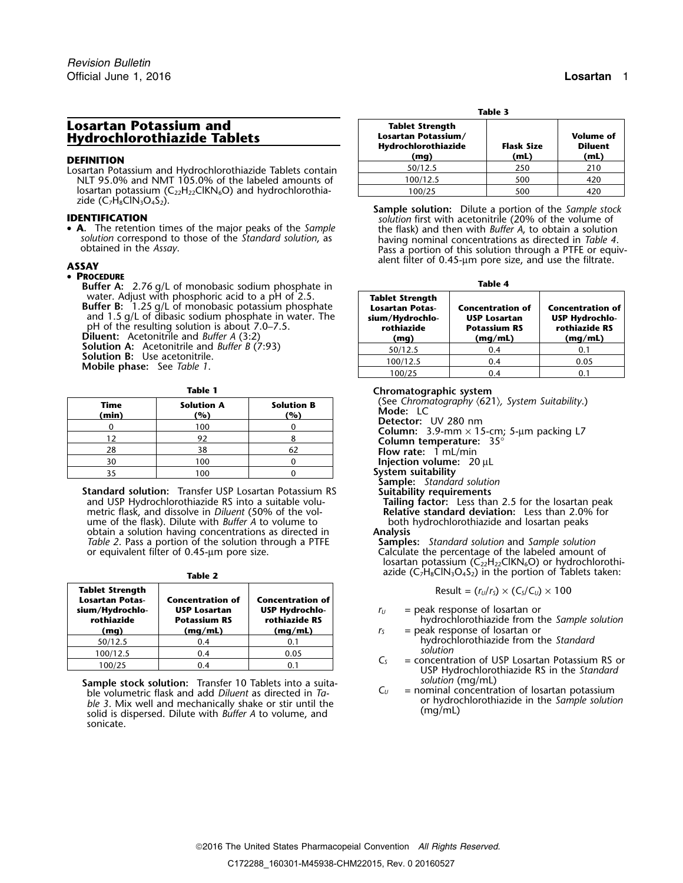## Losartan Potassium and Hydrochlorothiazide Tablets

### DEFINITION

Losartan Potassium and Hydrochlorothiazide Tablets contain NLT 95.0% and NMT 105.0% of the labeled amounts of losartan potassium ($C_{22}H_{22}ClKN_6O$) and hydrochlorothiazide ($C_7H_8ClN_3O_4S_2$).

### IDENTIFICATION

- **A.** The retention times of the major peaks of the *Sample solution* correspond to those of the *Standard solution*, as obtained in the *Assay*.

### ASSAY

- **Procedure**

**Buffer A:** 2.76 g/L of monobasic sodium phosphate in water. Adjust with phosphoric acid to a pH of 2.5.

**Buffer B:** 1.25 g/L of monobasic potassium phosphate and 1.5 g/L of dibasic sodium phosphate in water. The pH of the resulting solution is about 7.0–7.5.

**Diluent:** Acetonitrile and *Buffer A* (3:2)

**Solution A:** Acetonitrile and *Buffer B* (7:93)

**Solution B:** Use acetonitrile.

**Mobile phase:** See *Table 1*.

**Table 1**

| Time (min) | Solution A (%) | Solution B (%) |
|---|---|---|
| 0 | 100 | 0 |
| 12 | 92 | 8 |
| 28 | 38 | 62 |
| 30 | 100 | 0 |
| 35 | 100 | 0 |

**Standard solution:** Transfer USP Losartan Potassium RS and USP Hydrochlorothiazide RS into a suitable volumetric flask, and dissolve in *Diluent* (50% of the volume of the flask). Dilute with *Buffer A* to volume to obtain a solution having concentrations as directed in *Table 2*. Pass a portion of the solution through a PTFE or equivalent filter of 0.45-µm pore size.

**Table 2**

| Tablet Strength Losartan Potassium/Hydrochlorothiazide (mg) | Concentration of USP Losartan Potassium RS (mg/mL) | Concentration of USP Hydrochlorothiazide RS (mg/mL) |
|---|---|---|
| 50/12.5 | 0.4 | 0.1 |
| 100/12.5 | 0.4 | 0.05 |
| 100/25 | 0.4 | 0.1 |

**Sample stock solution:** Transfer 10 Tablets into a suitable volumetric flask and add *Diluent* as directed in *Table 3*. Mix well and mechanically shake or stir until the solid is dispersed. Dilute with *Buffer A* to volume, and sonicate.

**Table 3**

| Tablet Strength Losartan Potassium/Hydrochlorothiazide (mg) | Flask Size (mL) | Volume of Diluent (mL) |
|---|---|---|
| 50/12.5 | 250 | 210 |
| 100/12.5 | 500 | 420 |
| 100/25 | 500 | 420 |

**Sample solution:** Dilute a portion of the *Sample stock solution* first with acetonitrile (20% of the volume of the flask) and then with *Buffer A*, to obtain a solution having nominal concentrations as directed in *Table 4*. Pass a portion of this solution through a PTFE or equivalent filter of 0.45-µm pore size, and use the filtrate.

**Table 4**

| Tablet Strength Losartan Potassium/Hydrochlorothiazide (mg) | Concentration of USP Losartan Potassium RS (mg/mL) | Concentration of USP Hydrochlorothiazide RS (mg/mL) |
|---|---|---|
| 50/12.5 | 0.4 | 0.1 |
| 100/12.5 | 0.4 | 0.05 |
| 100/25 | 0.4 | 0.1 |

**Chromatographic system**

(See *Chromatography* ⟨621⟩, *System Suitability*.)

**Mode:** LC

**Detector:** UV 280 nm

**Column:** 3.9-mm × 15-cm; 5-µm packing L7

**Column temperature:** 35°

**Flow rate:** 1 mL/min

**Injection volume:** 20 µL

**System suitability**

**Sample:** *Standard solution*

**Suitability requirements**

**Tailing factor:** Less than 2.5 for the losartan peak

**Relative standard deviation:** Less than 2.0% for both hydrochlorothiazide and losartan peaks

**Analysis**

**Samples:** *Standard solution* and *Sample solution*

Calculate the percentage of the labeled amount of losartan potassium ($C_{22}H_{22}ClKN_6O$) or hydrochlorothiazide ($C_7H_8ClN_3O_4S_2$) in the portion of Tablets taken:

$$\text{Result} = (r_U/r_S) \times (C_S/C_U) \times 100$$

$r_U$ = peak response of losartan or hydrochlorothiazide from the *Sample solution*

$r_S$ = peak response of losartan or hydrochlorothiazide from the *Standard solution*

$C_S$ = concentration of USP Losartan Potassium RS or USP Hydrochlorothiazide RS in the *Standard solution* (mg/mL)

$C_U$ = nominal concentration of losartan potassium or hydrochlorothiazide in the *Sample solution* (mg/mL)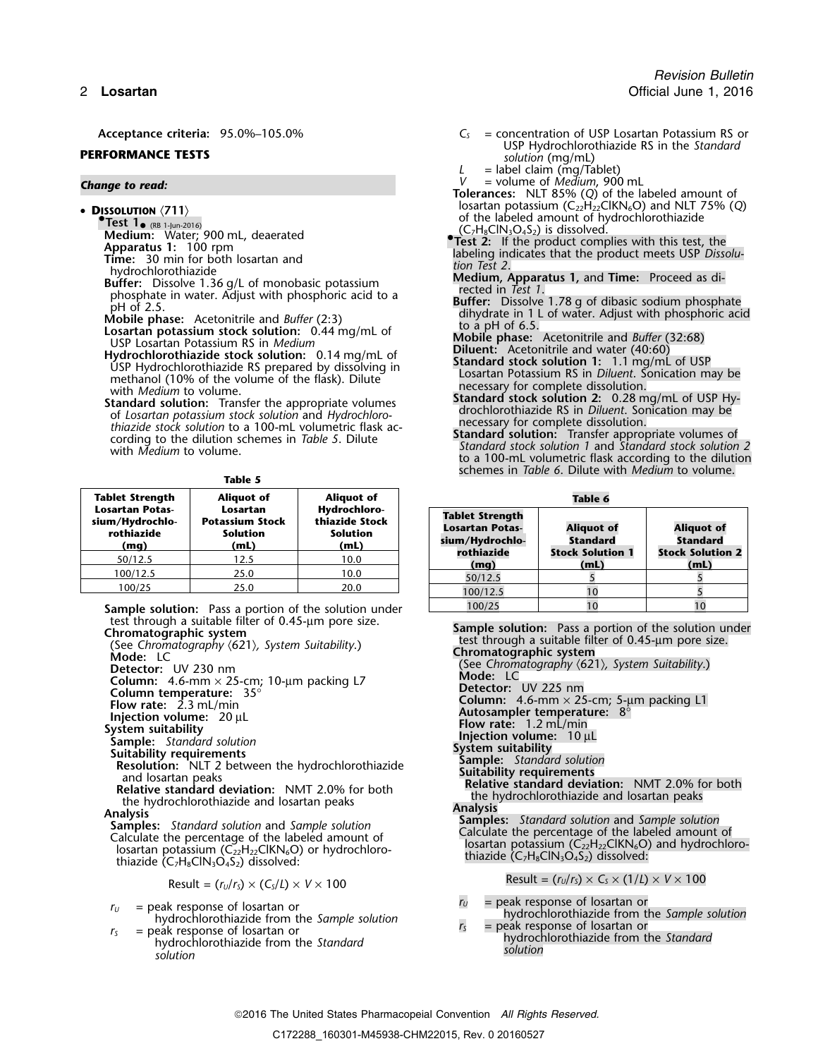**Acceptance criteria:** 95.0%–105.0%

**PERFORMANCE TESTS**

*Change to read:*

- **Dissolution** ⟨711⟩

  **•Test 1•** (RB 1-Jun-2016)

  **Medium:** Water; 900 mL, deaerated

  **Apparatus 1:** 100 rpm

  **Time:** 30 min for both losartan and hydrochlorothiazide

  **Buffer:** Dissolve 1.36 g/L of monobasic potassium phosphate in water. Adjust with phosphoric acid to a pH of 2.5.

  **Mobile phase:** Acetonitrile and *Buffer* (2:3)

  **Losartan potassium stock solution:** 0.44 mg/mL of USP Losartan Potassium RS in *Medium*

  **Hydrochlorothiazide stock solution:** 0.14 mg/mL of USP Hydrochlorothiazide RS prepared by dissolving in methanol (10% of the volume of the flask). Dilute with *Medium* to volume.

  **Standard solution:** Transfer the appropriate volumes of *Losartan potassium stock solution* and *Hydrochlorothiazide stock solution* to a 100-mL volumetric flask according to the dilution schemes in *Table 5*. Dilute with *Medium* to volume.

**Table 5**

| Tablet Strength Losartan Potassium/Hydrochlorothiazide (mg) | Aliquot of Losartan Potassium Stock Solution (mL) | Aliquot of Hydrochlorothiazide Stock Solution (mL) |
|---|---|---|
| 50/12.5 | 12.5 | 10.0 |
| 100/12.5 | 25.0 | 10.0 |
| 100/25 | 25.0 | 20.0 |

**Sample solution:** Pass a portion of the solution under test through a suitable filter of 0.45-µm pore size.

**Chromatographic system**

(See *Chromatography* ⟨621⟩, *System Suitability*.)

**Mode:** LC

**Detector:** UV 230 nm

**Column:** 4.6-mm × 25-cm; 10-µm packing L7

**Column temperature:** 35°

**Flow rate:** 2.3 mL/min

**Injection volume:** 20 µL

**System suitability**

**Sample:** *Standard solution*

**Suitability requirements**

**Resolution:** NLT 2 between the hydrochlorothiazide and losartan peaks

**Relative standard deviation:** NMT 2.0% for both the hydrochlorothiazide and losartan peaks

**Analysis**

**Samples:** *Standard solution* and *Sample solution*

Calculate the percentage of the labeled amount of losartan potassium ($C_{22}H_{22}ClKN_6O$) or hydrochlorothiazide ($C_7H_8ClN_3O_4S_2$) dissolved:

$$\text{Result} = (r_U/r_S) \times (C_S/L) \times V \times 100$$

- $r_U$ = peak response of losartan or hydrochlorothiazide from the *Sample solution*
- $r_S$ = peak response of losartan or hydrochlorothiazide from the *Standard solution*
- $C_S$ = concentration of USP Losartan Potassium RS or USP Hydrochlorothiazide RS in the *Standard solution* (mg/mL)
- $L$ = label claim (mg/Tablet)
- $V$ = volume of *Medium*, 900 mL

**Tolerances:** NLT 85% (*Q*) of the labeled amount of losartan potassium ($C_{22}H_{22}ClKN_6O$) and NLT 75% (*Q*) of the labeled amount of hydrochlorothiazide ($C_7H_8ClN_3O_4S_2$) is dissolved.

**•Test 2:** If the product complies with this test, the labeling indicates that the product meets USP *Dissolution Test 2*.

**Medium, Apparatus 1,** and **Time:** Proceed as directed in *Test 1*.

**Buffer:** Dissolve 1.78 g of dibasic sodium phosphate dihydrate in 1 L of water. Adjust with phosphoric acid to a pH of 6.5.

**Mobile phase:** Acetonitrile and *Buffer* (32:68)

**Diluent:** Acetonitrile and water (40:60)

**Standard stock solution 1:** 1.1 mg/mL of USP Losartan Potassium RS in *Diluent*. Sonication may be necessary for complete dissolution.

**Standard stock solution 2:** 0.28 mg/mL of USP Hydrochlorothiazide RS in *Diluent*. Sonication may be necessary for complete dissolution.

**Standard solution:** Transfer appropriate volumes of *Standard stock solution 1* and *Standard stock solution 2* to a 100-mL volumetric flask according to the dilution schemes in *Table 6*. Dilute with *Medium* to volume.

**Table 6**

| Tablet Strength Losartan Potassium/Hydrochlorothiazide (mg) | Aliquot of Standard Stock Solution 1 (mL) | Aliquot of Standard Stock Solution 2 (mL) |
|---|---|---|
| 50/12.5 | 5 | 5 |
| 100/12.5 | 10 | 5 |
| 100/25 | 10 | 10 |

**Sample solution:** Pass a portion of the solution under test through a suitable filter of 0.45-µm pore size.

**Chromatographic system**

(See *Chromatography* ⟨621⟩, *System Suitability*.)

**Mode:** LC

**Detector:** UV 225 nm

**Column:** 4.6-mm × 25-cm; 5-µm packing L1

**Autosampler temperature:** 8°

**Flow rate:** 1.2 mL/min

**Injection volume:** 10 µL

**System suitability**

**Sample:** *Standard solution*

**Suitability requirements**

**Relative standard deviation:** NMT 2.0% for both the hydrochlorothiazide and losartan peaks

**Analysis**

**Samples:** *Standard solution* and *Sample solution*

Calculate the percentage of the labeled amount of losartan potassium ($C_{22}H_{22}ClKN_6O$) and hydrochlorothiazide ($C_7H_8ClN_3O_4S_2$) dissolved:

$$\text{Result} = (r_U/r_S) \times C_S \times (1/L) \times V \times 100$$

- $r_U$ = peak response of losartan or hydrochlorothiazide from the *Sample solution*
- $r_S$ = peak response of losartan or hydrochlorothiazide from the *Standard solution*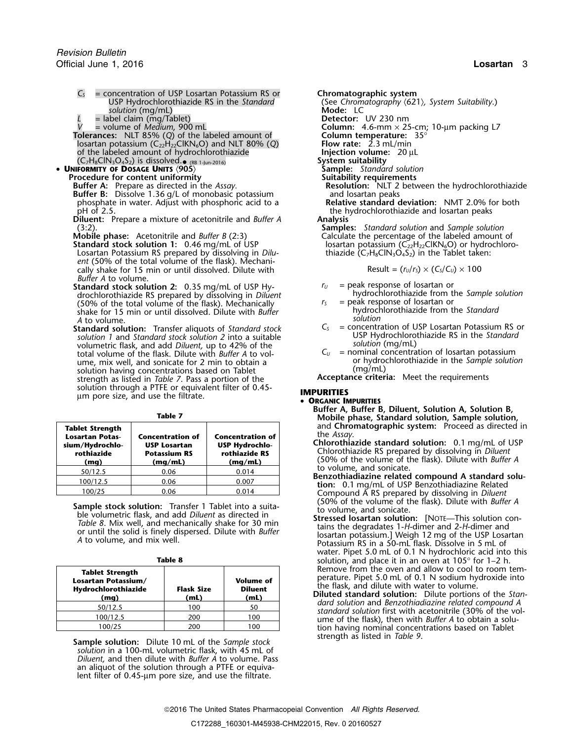$C_S$ = concentration of USP Losartan Potassium RS or USP Hydrochlorothiazide RS in the *Standard solution* (mg/mL)

$L$ = label claim (mg/Tablet)

$V$ = volume of *Medium*, 900 mL

**Tolerances:** NLT 85% ($Q$) of the labeled amount of losartan potassium ($C_{22}H_{22}ClKN_6O$) and NLT 80% ($Q$) of the labeled amount of hydrochlorothiazide ($C_7H_8ClN_3O_4S_2$) is dissolved.● (RB 1-Jun-2016)

- **UNIFORMITY OF DOSAGE UNITS** ⟨905⟩

**Procedure for content uniformity**

**Buffer A:** Prepare as directed in the *Assay.*

**Buffer B:** Dissolve 1.36 g/L of monobasic potassium phosphate in water. Adjust with phosphoric acid to a pH of 2.5.

**Diluent:** Prepare a mixture of acetonitrile and *Buffer A* (3:2).

**Mobile phase:** Acetonitrile and *Buffer B* (2:3)

**Standard stock solution 1:** 0.46 mg/mL of USP Losartan Potassium RS prepared by dissolving in *Diluent* (50% of the total volume of the flask). Mechanically shake for 15 min or until dissolved. Dilute with *Buffer A* to volume.

**Standard stock solution 2:** 0.35 mg/mL of USP Hydrochlorothiazide RS prepared by dissolving in *Diluent* (50% of the total volume of the flask). Mechanically shake for 15 min or until dissolved. Dilute with *Buffer A* to volume.

**Standard solution:** Transfer aliquots of *Standard stock solution 1* and *Standard stock solution 2* into a suitable volumetric flask, and add *Diluent,* up to 42% of the total volume of the flask. Dilute with *Buffer A* to volume, mix well, and sonicate for 2 min to obtain a solution having concentrations based on Tablet strength as listed in *Table 7*. Pass a portion of the solution through a PTFE or equivalent filter of 0.45-µm pore size, and use the filtrate.

**Table 7**

| Tablet Strength Losartan Potassium/Hydrochlorothiazide (mg) | Concentration of USP Losartan Potassium RS (mg/mL) | Concentration of USP Hydrochlorothiazide RS (mg/mL) |
|---|---|---|
| 50/12.5 | 0.06 | 0.014 |
| 100/12.5 | 0.06 | 0.007 |
| 100/25 | 0.06 | 0.014 |

**Sample stock solution:** Transfer 1 Tablet into a suitable volumetric flask, and add *Diluent* as directed in *Table 8*. Mix well, and mechanically shake for 30 min or until the solid is finely dispersed. Dilute with *Buffer A* to volume, and mix well.

**Table 8**

| Tablet Strength Losartan Potassium/Hydrochlorothiazide (mg) | Flask Size (mL) | Volume of Diluent (mL) |
|---|---|---|
| 50/12.5 | 100 | 50 |
| 100/12.5 | 200 | 100 |
| 100/25 | 200 | 100 |

**Sample solution:** Dilute 10 mL of the *Sample stock solution* in a 100-mL volumetric flask, with 45 mL of *Diluent*, and then dilute with *Buffer A* to volume. Pass an aliquot of the solution through a PTFE or equivalent filter of 0.45-µm pore size, and use the filtrate.

**Chromatographic system**

(See *Chromatography* ⟨621⟩*, System Suitability*.)

**Mode:** LC

**Detector:** UV 230 nm

**Column:** 4.6-mm × 25-cm; 10-µm packing L7

**Column temperature:** 35°

**Flow rate:** 2.3 mL/min

**Injection volume:** 20 µL

**System suitability**

**Sample:** *Standard solution*

**Suitability requirements**

**Resolution:** NLT 2 between the hydrochlorothiazide and losartan peaks

**Relative standard deviation:** NMT 2.0% for both the hydrochlorothiazide and losartan peaks

**Analysis**

**Samples:** *Standard solution* and *Sample solution*

Calculate the percentage of the labeled amount of losartan potassium ($C_{22}H_{22}ClKN_6O$) or hydrochlorothiazide ($C_7H_8ClN_3O_4S_2$) in the Tablet taken:

$$\text{Result} = (r_U/r_S) \times (C_S/C_U) \times 100$$

$r_U$ = peak response of losartan or hydrochlorothiazide from the *Sample solution*

$r_S$ = peak response of losartan or hydrochlorothiazide from the *Standard solution*

$C_S$ = concentration of USP Losartan Potassium RS or USP Hydrochlorothiazide RS in the *Standard solution* (mg/mL)

$C_U$ = nominal concentration of losartan potassium or hydrochlorothiazide in the *Sample solution* (mg/mL)

**Acceptance criteria:** Meet the requirements

## IMPURITIES

- **ORGANIC IMPURITIES**

**Buffer A, Buffer B, Diluent, Solution A, Solution B, Mobile phase, Standard solution, Sample solution,** and **Chromatographic system:** Proceed as directed in the *Assay*.

**Chlorothiazide standard solution:** 0.1 mg/mL of USP Chlorothiazide RS prepared by dissolving in *Diluent* (50% of the volume of the flask). Dilute with *Buffer A* to volume, and sonicate.

**Benzothiadiazine related compound A standard solution:** 0.1 mg/mL of USP Benzothiadiazine Related Compound A RS prepared by dissolving in *Diluent* (50% of the volume of the flask). Dilute with *Buffer A* to volume, and sonicate.

**Stressed losartan solution:** [NOTE—This solution contains the degradates 1-*H*-dimer and 2-*H*-dimer and losartan potassium.] Weigh 12 mg of the USP Losartan Potassium RS in a 50-mL flask. Dissolve in 5 mL of water. Pipet 5.0 mL of 0.1 N hydrochloric acid into this solution, and place it in an oven at 105° for 1–2 h. Remove from the oven and allow to cool to room temperature. Pipet 5.0 mL of 0.1 N sodium hydroxide into the flask, and dilute with water to volume.

**Diluted standard solution:** Dilute portions of the *Standard solution* and *Benzothiadiazine related compound A standard solution* first with acetonitrile (30% of the volume of the flask), then with *Buffer A* to obtain a solution having nominal concentrations based on Tablet strength as listed in *Table 9*.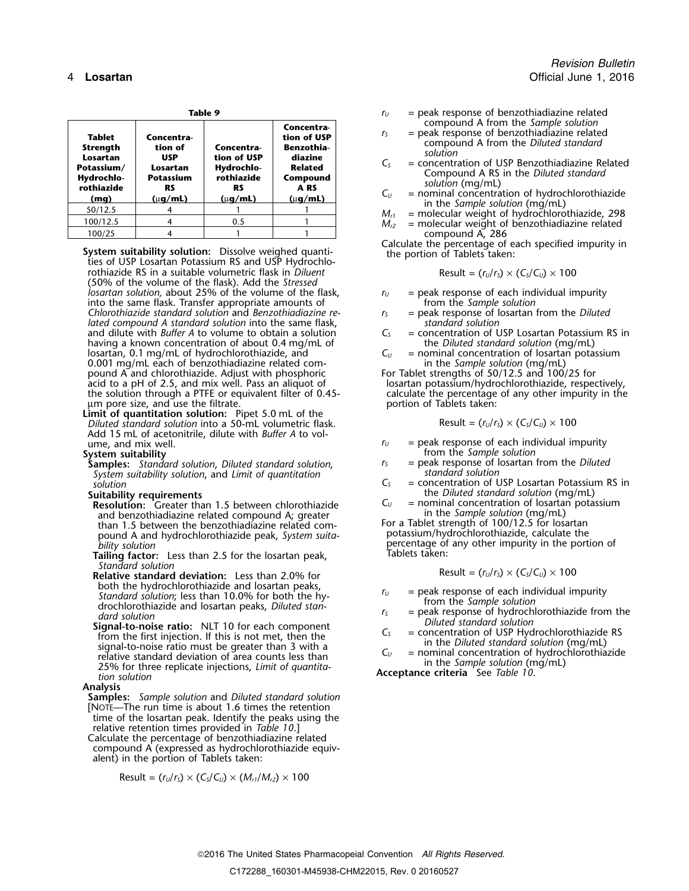**Table 9**

| Tablet Strength Losartan Potassium/ Hydrochlorothiazide (mg) | Concentration of USP Losartan Potassium RS (µg/mL) | Concentration of USP Hydrochlorothiazide RS (µg/mL) | Concentration of USP Benzothiadiazine Related Compound A RS (µg/mL) |
|---|---|---|---|
| 50/12.5 | 4 | 1 | 1 |
| 100/12.5 | 4 | 0.5 | 1 |
| 100/25 | 4 | 1 | 1 |

**System suitability solution:** Dissolve weighed quantities of USP Losartan Potassium RS and USP Hydrochlorothiazide RS in a suitable volumetric flask in *Diluent* (50% of the volume of the flask). Add the *Stressed losartan solution,* about 25% of the volume of the flask, into the same flask. Transfer appropriate amounts of *Chlorothiazide standard solution* and *Benzothiadiazine related compound A standard solution* into the same flask, and dilute with *Buffer A* to volume to obtain a solution having a known concentration of about 0.4 mg/mL of losartan, 0.1 mg/mL of hydrochlorothiazide, and 0.001 mg/mL each of benzothiadiazine related compound A and chlorothiazide. Adjust with phosphoric acid to a pH of 2.5, and mix well. Pass an aliquot of the solution through a PTFE or equivalent filter of 0.45-µm pore size, and use the filtrate.

**Limit of quantitation solution:** Pipet 5.0 mL of the *Diluted standard solution* into a 50-mL volumetric flask. Add 15 mL of acetonitrile, dilute with *Buffer A* to volume, and mix well.

**System suitability**

**Samples:** *Standard solution*, *Diluted standard solution*, *System suitability solution*, and *Limit of quantitation solution*

**Suitability requirements**

**Resolution:** Greater than 1.5 between chlorothiazide and benzothiadiazine related compound A; greater than 1.5 between the benzothiadiazine related compound A and hydrochlorothiazide peak, *System suitability solution*

**Tailing factor:** Less than 2.5 for the losartan peak, *Standard solution*

**Relative standard deviation:** Less than 2.0% for both the hydrochlorothiazide and losartan peaks, *Standard solution*; less than 10.0% for both the hydrochlorothiazide and losartan peaks, *Diluted standard solution*

**Signal-to-noise ratio:** NLT 10 for each component from the first injection. If this is not met, then the signal-to-noise ratio must be greater than 3 with a relative standard deviation of area counts less than 25% for three replicate injections, *Limit of quantitation solution*

**Analysis**

**Samples:** *Sample solution* and *Diluted standard solution*

[NOTE—The run time is about 1.6 times the retention time of the losartan peak. Identify the peaks using the relative retention times provided in *Table 10*.]

Calculate the percentage of benzothiadiazine related compound A (expressed as hydrochlorothiazide equivalent) in the portion of Tablets taken:

$$\text{Result} = (r_U/r_S) \times (C_S/C_U) \times (M_{r1}/M_{r2}) \times 100$$

$r_U$ = peak response of benzothiadiazine related compound A from the *Sample solution*
$r_S$ = peak response of benzothiadiazine related compound A from the *Diluted standard solution*
$C_S$ = concentration of USP Benzothiadiazine Related Compound A RS in the *Diluted standard solution* (mg/mL)
$C_U$ = nominal concentration of hydrochlorothiazide in the *Sample solution* (mg/mL)
$M_{r1}$ = molecular weight of hydrochlorothiazide, 298
$M_{r2}$ = molecular weight of benzothiadiazine related compound A, 286

Calculate the percentage of each specified impurity in the portion of Tablets taken:

$$\text{Result} = (r_U/r_S) \times (C_S/C_U) \times 100$$

$r_U$ = peak response of each individual impurity from the *Sample solution*
$r_S$ = peak response of losartan from the *Diluted standard solution*
$C_S$ = concentration of USP Losartan Potassium RS in the *Diluted standard solution* (mg/mL)
$C_U$ = nominal concentration of losartan potassium in the *Sample solution* (mg/mL)

For Tablet strengths of 50/12.5 and 100/25 for losartan potassium/hydrochlorothiazide, respectively, calculate the percentage of any other impurity in the portion of Tablets taken:

$$\text{Result} = (r_U/r_S) \times (C_S/C_U) \times 100$$

$r_U$ = peak response of each individual impurity from the *Sample solution*
$r_S$ = peak response of losartan from the *Diluted standard solution*
$C_S$ = concentration of USP Losartan Potassium RS in the *Diluted standard solution* (mg/mL)
$C_U$ = nominal concentration of losartan potassium in the *Sample solution* (mg/mL)

For a Tablet strength of 100/12.5 for losartan potassium/hydrochlorothiazide, calculate the percentage of any other impurity in the portion of Tablets taken:

$$\text{Result} = (r_U/r_S) \times (C_S/C_U) \times 100$$

$r_U$ = peak response of each individual impurity from the *Sample solution*
$r_S$ = peak response of hydrochlorothiazide from the *Diluted standard solution*
$C_S$ = concentration of USP Hydrochlorothiazide RS in the *Diluted standard solution* (mg/mL)
$C_U$ = nominal concentration of hydrochlorothiazide in the *Sample solution* (mg/mL)

**Acceptance criteria** See *Table 10*.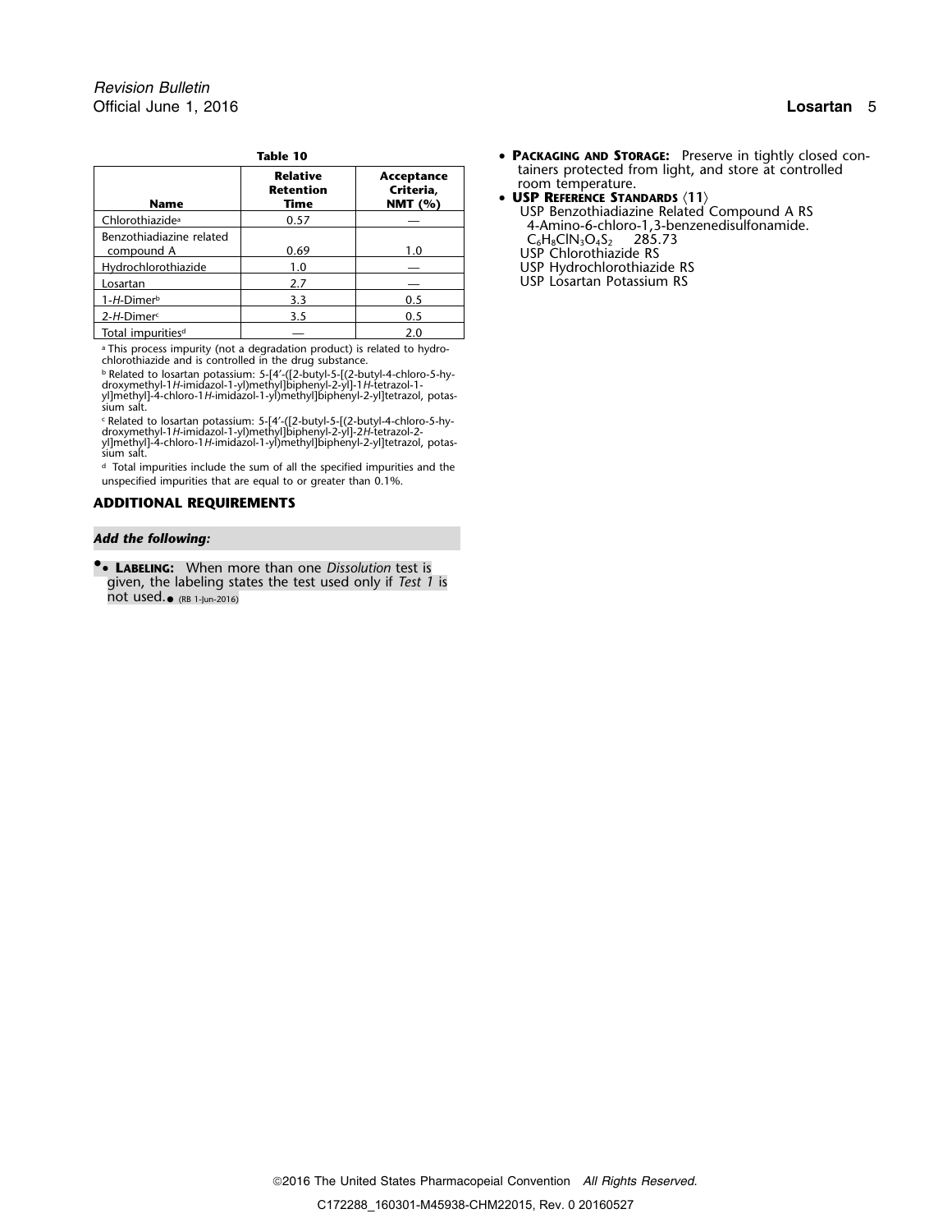**Table 10**

| Name | Relative Retention Time | Acceptance Criteria, NMT (%) |
| --- | --- | --- |
| Chlorothiazide[a] | 0.57 | — |
| Benzothiadiazine related compound A | 0.69 | 1.0 |
| Hydrochlorothiazide | 1.0 | — |
| Losartan | 2.7 | — |
| 1-*H*-Dimer[b] | 3.3 | 0.5 |
| 2-*H*-Dimer[c] | 3.5 | 0.5 |
| Total impurities[d] | — | 2.0 |

[a] This process impurity (not a degradation product) is related to hydrochlorothiazide and is controlled in the drug substance.

[b] Related to losartan potassium: 5-[4′-([2-butyl-5-[(2-butyl-4-chloro-5-hydroxymethyl-1*H*-imidazol-1-yl)methyl]biphenyl-2-yl]-1*H*-tetrazol-1-yl]methyl]-4-chloro-1*H*-imidazol-1-yl)methyl]biphenyl-2-yl]tetrazol, potassium salt.

[c] Related to losartan potassium: 5-[4′-([2-butyl-5-[(2-butyl-4-chloro-5-hydroxymethyl-1*H*-imidazol-1-yl)methyl]biphenyl-2-yl]-2*H*-tetrazol-2-yl]methyl]-4-chloro-1*H*-imidazol-1-yl)methyl]biphenyl-2-yl]tetrazol, potassium salt.

[d] Total impurities include the sum of all the specified impurities and the unspecified impurities that are equal to or greater than 0.1%.

## ADDITIONAL REQUIREMENTS

***Add the following:***

- • **Labeling:** When more than one *Dissolution* test is given, the labeling states the test used only if *Test 1* is not used.• (RB 1-Jun-2016)
- **Packaging and Storage:** Preserve in tightly closed containers protected from light, and store at controlled room temperature.
- **USP Reference Standards** ⟨11⟩
  USP Benzothiadiazine Related Compound A RS
  4-Amino-6-chloro-1,3-benzenedisulfonamide.
  $C_6H_8ClN_3O_4S_2$ 285.73
  USP Chlorothiazide RS
  USP Hydrochlorothiazide RS
  USP Losartan Potassium RS